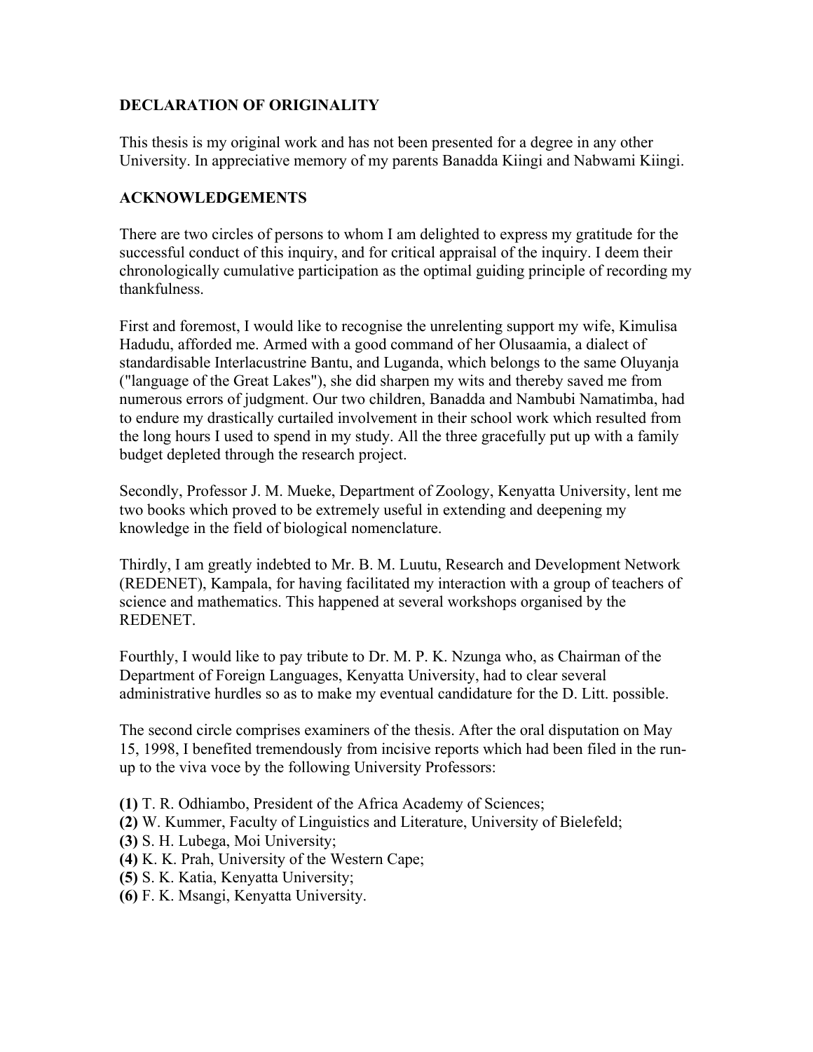## DECLARATION OF ORIGINALITY

This thesis is my original work and has not been presented for a degree in any other University. In appreciative memory of my parents Banadda Kiingi and Nabwami Kiingi.

## ACKNOWLEDGEMENTS

There are two circles of persons to whom I am delighted to express my gratitude for the successful conduct of this inquiry, and for critical appraisal of the inquiry. I deem their chronologically cumulative participation as the optimal guiding principle of recording my thankfulness.

First and foremost, I would like to recognise the unrelenting support my wife, Kimulisa Hadudu, afforded me. Armed with a good command of her Olusaamia, a dialect of standardisable Interlacustrine Bantu, and Luganda, which belongs to the same Oluyanja ("language of the Great Lakes"), she did sharpen my wits and thereby saved me from numerous errors of judgment. Our two children, Banadda and Nambubi Namatimba, had to endure my drastically curtailed involvement in their school work which resulted from the long hours I used to spend in my study. All the three gracefully put up with a family budget depleted through the research project.

Secondly, Professor J. M. Mueke, Department of Zoology, Kenyatta University, lent me two books which proved to be extremely useful in extending and deepening my knowledge in the field of biological nomenclature.

Thirdly, I am greatly indebted to Mr. B. M. Luutu, Research and Development Network (REDENET), Kampala, for having facilitated my interaction with a group of teachers of science and mathematics. This happened at several workshops organised by the REDENET.

Fourthly, I would like to pay tribute to Dr. M. P. K. Nzunga who, as Chairman of the Department of Foreign Languages, Kenyatta University, had to clear several administrative hurdles so as to make my eventual candidature for the D. Litt. possible.

The second circle comprises examiners of the thesis. After the oral disputation on May 15, 1998, I benefited tremendously from incisive reports which had been filed in the run-up to the viva voce by the following University Professors:

**(1)** T. R. Odhiambo, President of the Africa Academy of Sciences;
**(2)** W. Kummer, Faculty of Linguistics and Literature, University of Bielefeld;
**(3)** S. H. Lubega, Moi University;
**(4)** K. K. Prah, University of the Western Cape;
**(5)** S. K. Katia, Kenyatta University;
**(6)** F. K. Msangi, Kenyatta University.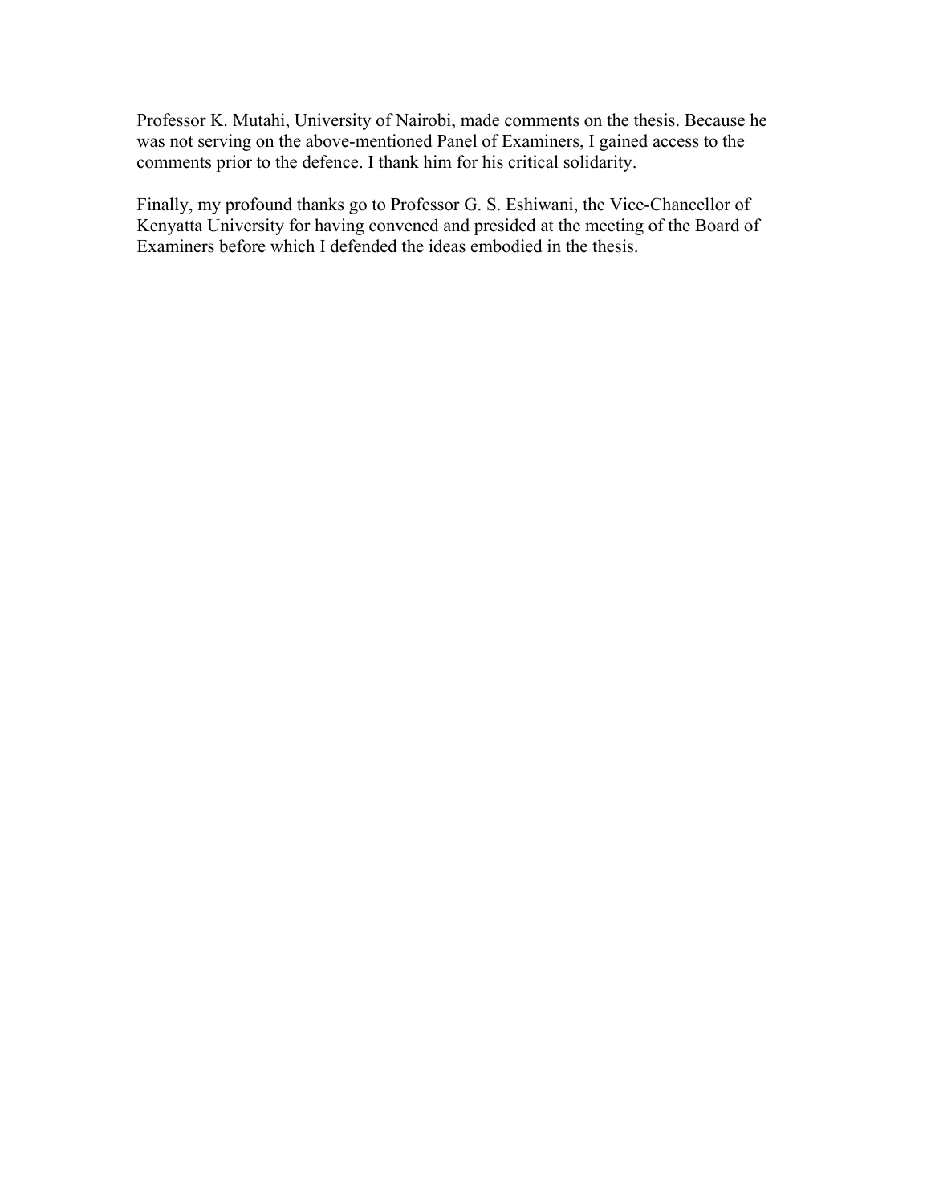Professor K. Mutahi, University of Nairobi, made comments on the thesis. Because he was not serving on the above-mentioned Panel of Examiners, I gained access to the comments prior to the defence. I thank him for his critical solidarity.

Finally, my profound thanks go to Professor G. S. Eshiwani, the Vice-Chancellor of Kenyatta University for having convened and presided at the meeting of the Board of Examiners before which I defended the ideas embodied in the thesis.